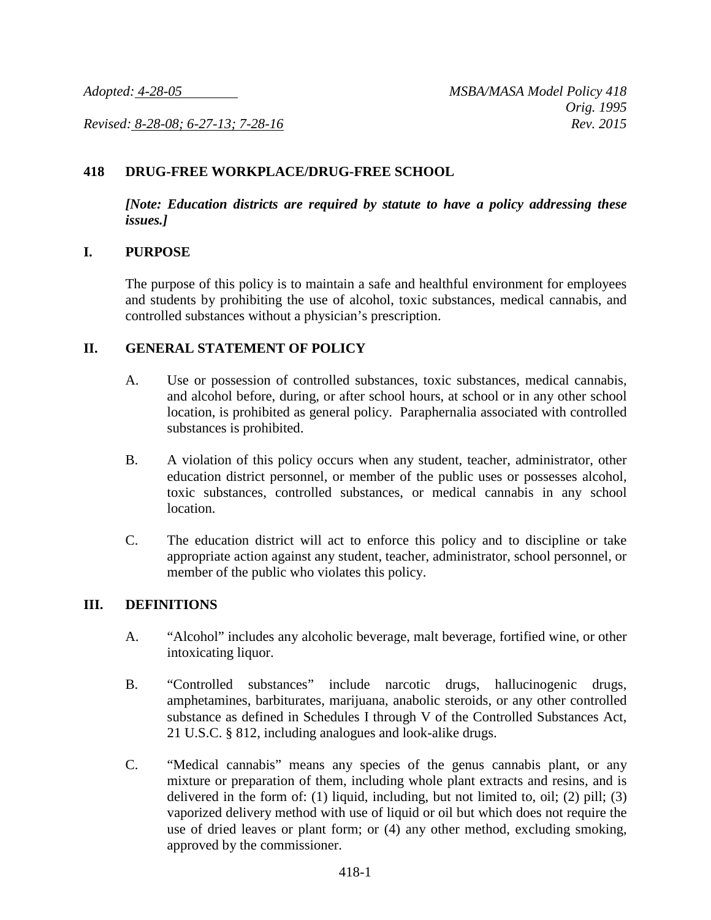*Adopted: 4-28-05* *MSBA/MASA Model Policy 418*
*Orig. 1995*
*Revised: 8-28-08; 6-27-13; 7-28-16* *Rev. 2015*

# 418 DRUG-FREE WORKPLACE/DRUG-FREE SCHOOL

***[Note: Education districts are required by statute to have a policy addressing these issues.]***

## I. PURPOSE

The purpose of this policy is to maintain a safe and healthful environment for employees and students by prohibiting the use of alcohol, toxic substances, medical cannabis, and controlled substances without a physician's prescription.

## II. GENERAL STATEMENT OF POLICY

A. Use or possession of controlled substances, toxic substances, medical cannabis, and alcohol before, during, or after school hours, at school or in any other school location, is prohibited as general policy. Paraphernalia associated with controlled substances is prohibited.

B. A violation of this policy occurs when any student, teacher, administrator, other education district personnel, or member of the public uses or possesses alcohol, toxic substances, controlled substances, or medical cannabis in any school location.

C. The education district will act to enforce this policy and to discipline or take appropriate action against any student, teacher, administrator, school personnel, or member of the public who violates this policy.

## III. DEFINITIONS

A. "Alcohol" includes any alcoholic beverage, malt beverage, fortified wine, or other intoxicating liquor.

B. "Controlled substances" include narcotic drugs, hallucinogenic drugs, amphetamines, barbiturates, marijuana, anabolic steroids, or any other controlled substance as defined in Schedules I through V of the Controlled Substances Act, 21 U.S.C. § 812, including analogues and look-alike drugs.

C. "Medical cannabis" means any species of the genus cannabis plant, or any mixture or preparation of them, including whole plant extracts and resins, and is delivered in the form of: (1) liquid, including, but not limited to, oil; (2) pill; (3) vaporized delivery method with use of liquid or oil but which does not require the use of dried leaves or plant form; or (4) any other method, excluding smoking, approved by the commissioner.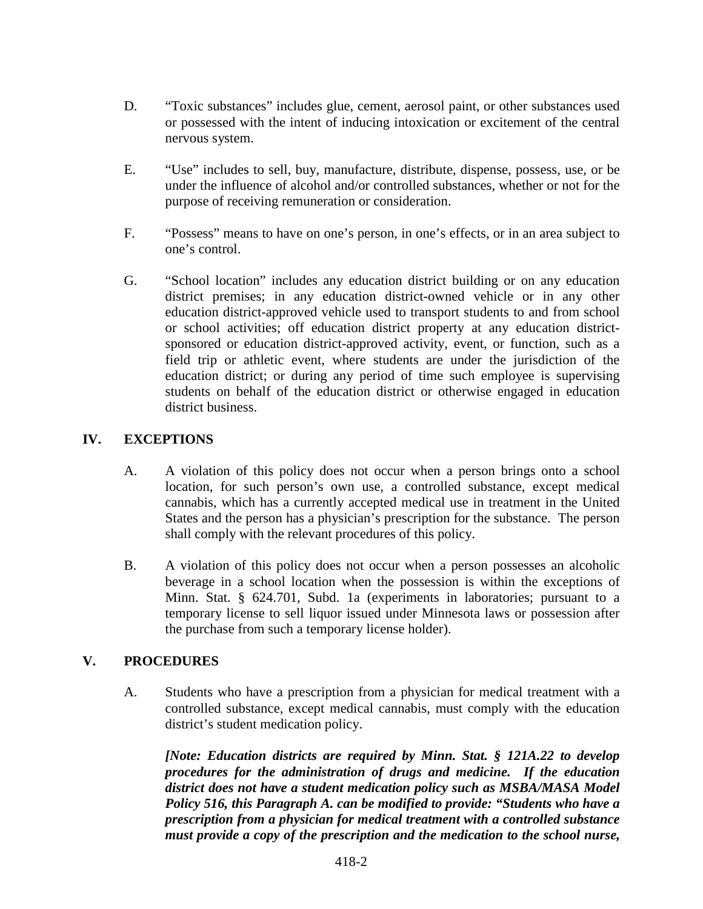D. "Toxic substances" includes glue, cement, aerosol paint, or other substances used or possessed with the intent of inducing intoxication or excitement of the central nervous system.

E. "Use" includes to sell, buy, manufacture, distribute, dispense, possess, use, or be under the influence of alcohol and/or controlled substances, whether or not for the purpose of receiving remuneration or consideration.

F. "Possess" means to have on one's person, in one's effects, or in an area subject to one's control.

G. "School location" includes any education district building or on any education district premises; in any education district-owned vehicle or in any other education district-approved vehicle used to transport students to and from school or school activities; off education district property at any education district-sponsored or education district-approved activity, event, or function, such as a field trip or athletic event, where students are under the jurisdiction of the education district; or during any period of time such employee is supervising students on behalf of the education district or otherwise engaged in education district business.

## IV. EXCEPTIONS

A. A violation of this policy does not occur when a person brings onto a school location, for such person's own use, a controlled substance, except medical cannabis, which has a currently accepted medical use in treatment in the United States and the person has a physician's prescription for the substance. The person shall comply with the relevant procedures of this policy.

B. A violation of this policy does not occur when a person possesses an alcoholic beverage in a school location when the possession is within the exceptions of Minn. Stat. § 624.701, Subd. 1a (experiments in laboratories; pursuant to a temporary license to sell liquor issued under Minnesota laws or possession after the purchase from such a temporary license holder).

## V. PROCEDURES

A. Students who have a prescription from a physician for medical treatment with a controlled substance, except medical cannabis, must comply with the education district's student medication policy.

***[Note: Education districts are required by Minn. Stat. § 121A.22 to develop procedures for the administration of drugs and medicine. If the education district does not have a student medication policy such as MSBA/MASA Model Policy 516, this Paragraph A. can be modified to provide: "Students who have a prescription from a physician for medical treatment with a controlled substance must provide a copy of the prescription and the medication to the school nurse,***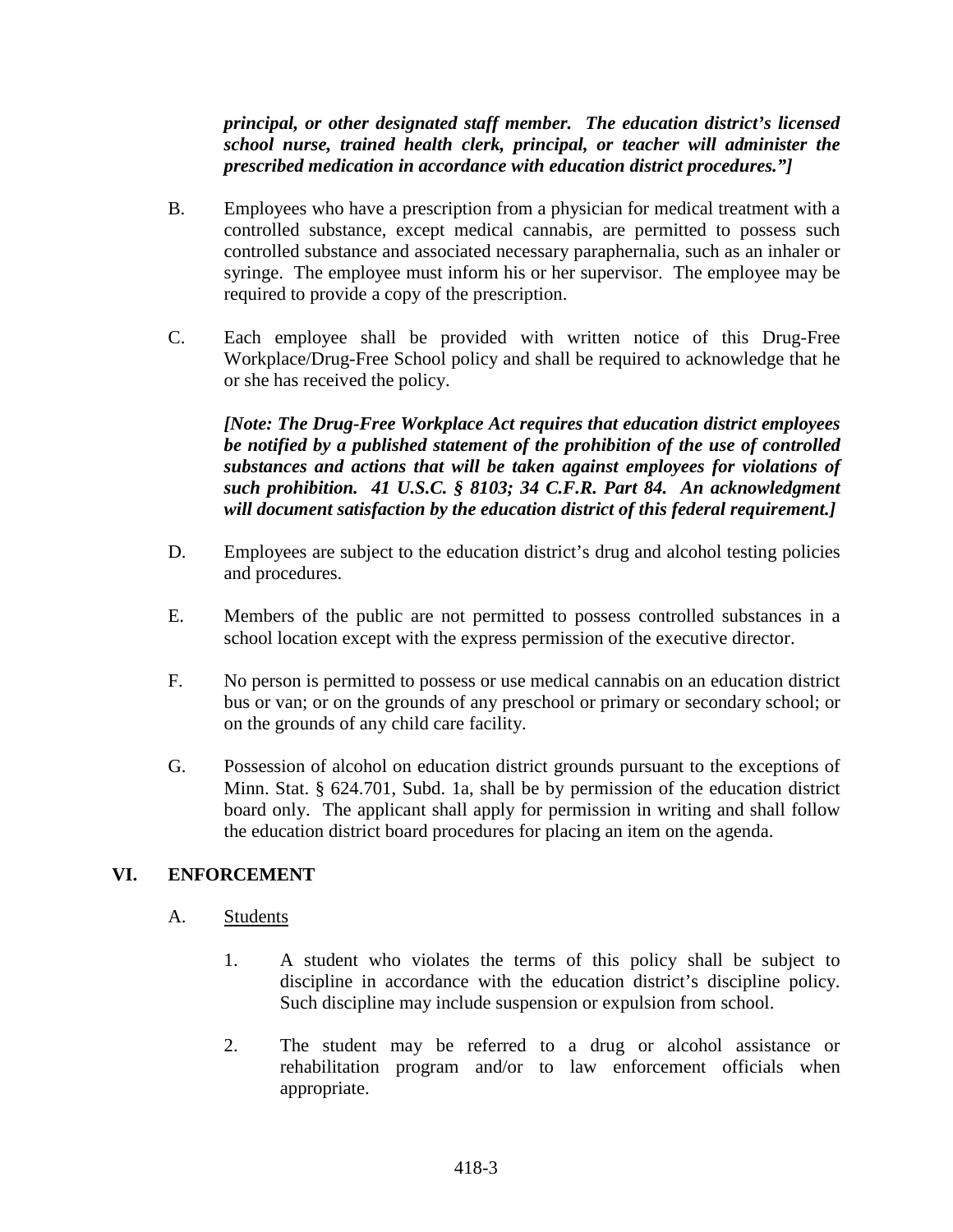***principal, or other designated staff member. The education district's licensed school nurse, trained health clerk, principal, or teacher will administer the prescribed medication in accordance with education district procedures."]***

B. Employees who have a prescription from a physician for medical treatment with a controlled substance, except medical cannabis, are permitted to possess such controlled substance and associated necessary paraphernalia, such as an inhaler or syringe. The employee must inform his or her supervisor. The employee may be required to provide a copy of the prescription.

C. Each employee shall be provided with written notice of this Drug-Free Workplace/Drug-Free School policy and shall be required to acknowledge that he or she has received the policy.

***[Note: The Drug-Free Workplace Act requires that education district employees be notified by a published statement of the prohibition of the use of controlled substances and actions that will be taken against employees for violations of such prohibition. 41 U.S.C. § 8103; 34 C.F.R. Part 84. An acknowledgment will document satisfaction by the education district of this federal requirement.]***

D. Employees are subject to the education district's drug and alcohol testing policies and procedures.

E. Members of the public are not permitted to possess controlled substances in a school location except with the express permission of the executive director.

F. No person is permitted to possess or use medical cannabis on an education district bus or van; or on the grounds of any preschool or primary or secondary school; or on the grounds of any child care facility.

G. Possession of alcohol on education district grounds pursuant to the exceptions of Minn. Stat. § 624.701, Subd. 1a, shall be by permission of the education district board only. The applicant shall apply for permission in writing and shall follow the education district board procedures for placing an item on the agenda.

## VI. ENFORCEMENT

A. Students

1. A student who violates the terms of this policy shall be subject to discipline in accordance with the education district's discipline policy. Such discipline may include suspension or expulsion from school.

2. The student may be referred to a drug or alcohol assistance or rehabilitation program and/or to law enforcement officials when appropriate.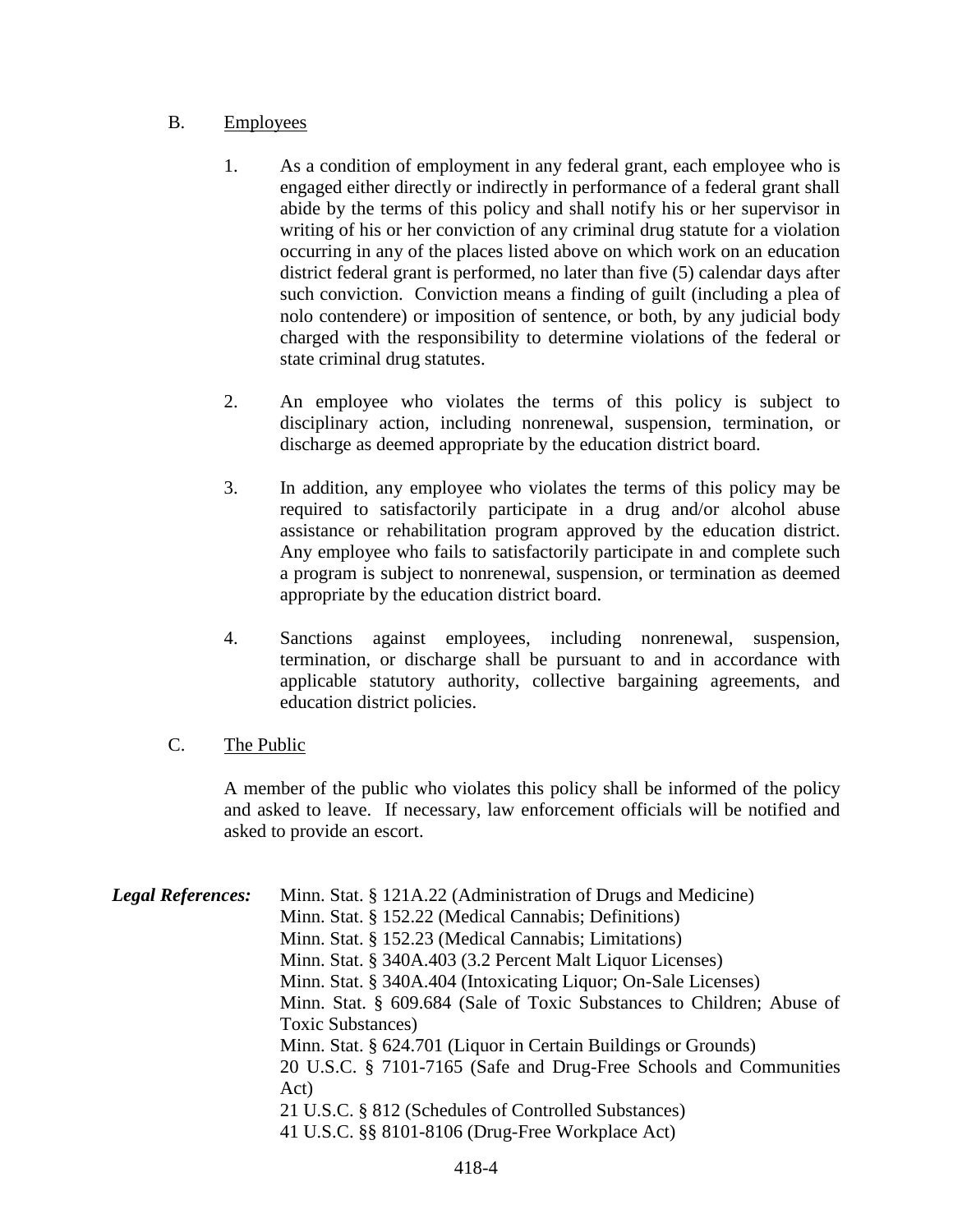B. Employees

1. As a condition of employment in any federal grant, each employee who is engaged either directly or indirectly in performance of a federal grant shall abide by the terms of this policy and shall notify his or her supervisor in writing of his or her conviction of any criminal drug statute for a violation occurring in any of the places listed above on which work on an education district federal grant is performed, no later than five (5) calendar days after such conviction. Conviction means a finding of guilt (including a plea of nolo contendere) or imposition of sentence, or both, by any judicial body charged with the responsibility to determine violations of the federal or state criminal drug statutes.

2. An employee who violates the terms of this policy is subject to disciplinary action, including nonrenewal, suspension, termination, or discharge as deemed appropriate by the education district board.

3. In addition, any employee who violates the terms of this policy may be required to satisfactorily participate in a drug and/or alcohol abuse assistance or rehabilitation program approved by the education district. Any employee who fails to satisfactorily participate in and complete such a program is subject to nonrenewal, suspension, or termination as deemed appropriate by the education district board.

4. Sanctions against employees, including nonrenewal, suspension, termination, or discharge shall be pursuant to and in accordance with applicable statutory authority, collective bargaining agreements, and education district policies.

C. The Public

A member of the public who violates this policy shall be informed of the policy and asked to leave. If necessary, law enforcement officials will be notified and asked to provide an escort.

***Legal References:***
Minn. Stat. § 121A.22 (Administration of Drugs and Medicine)
Minn. Stat. § 152.22 (Medical Cannabis; Definitions)
Minn. Stat. § 152.23 (Medical Cannabis; Limitations)
Minn. Stat. § 340A.403 (3.2 Percent Malt Liquor Licenses)
Minn. Stat. § 340A.404 (Intoxicating Liquor; On-Sale Licenses)
Minn. Stat. § 609.684 (Sale of Toxic Substances to Children; Abuse of Toxic Substances)
Minn. Stat. § 624.701 (Liquor in Certain Buildings or Grounds)
20 U.S.C. § 7101-7165 (Safe and Drug-Free Schools and Communities Act)
21 U.S.C. § 812 (Schedules of Controlled Substances)
41 U.S.C. §§ 8101-8106 (Drug-Free Workplace Act)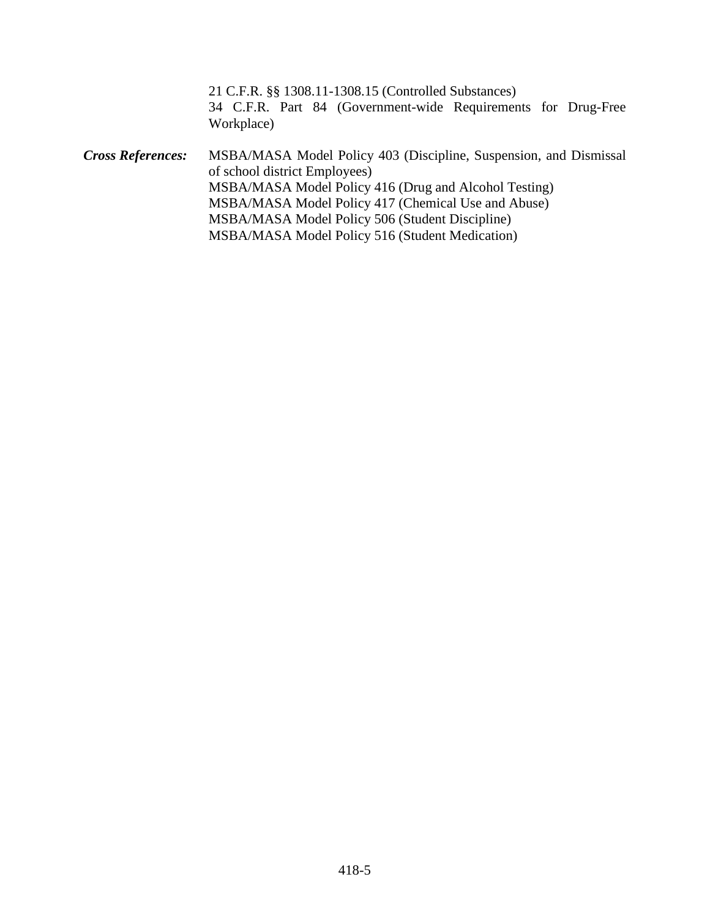21 C.F.R. §§ 1308.11-1308.15 (Controlled Substances)
34 C.F.R. Part 84 (Government-wide Requirements for Drug-Free Workplace)

***Cross References:*** MSBA/MASA Model Policy 403 (Discipline, Suspension, and Dismissal of school district Employees)
MSBA/MASA Model Policy 416 (Drug and Alcohol Testing)
MSBA/MASA Model Policy 417 (Chemical Use and Abuse)
MSBA/MASA Model Policy 506 (Student Discipline)
MSBA/MASA Model Policy 516 (Student Medication)